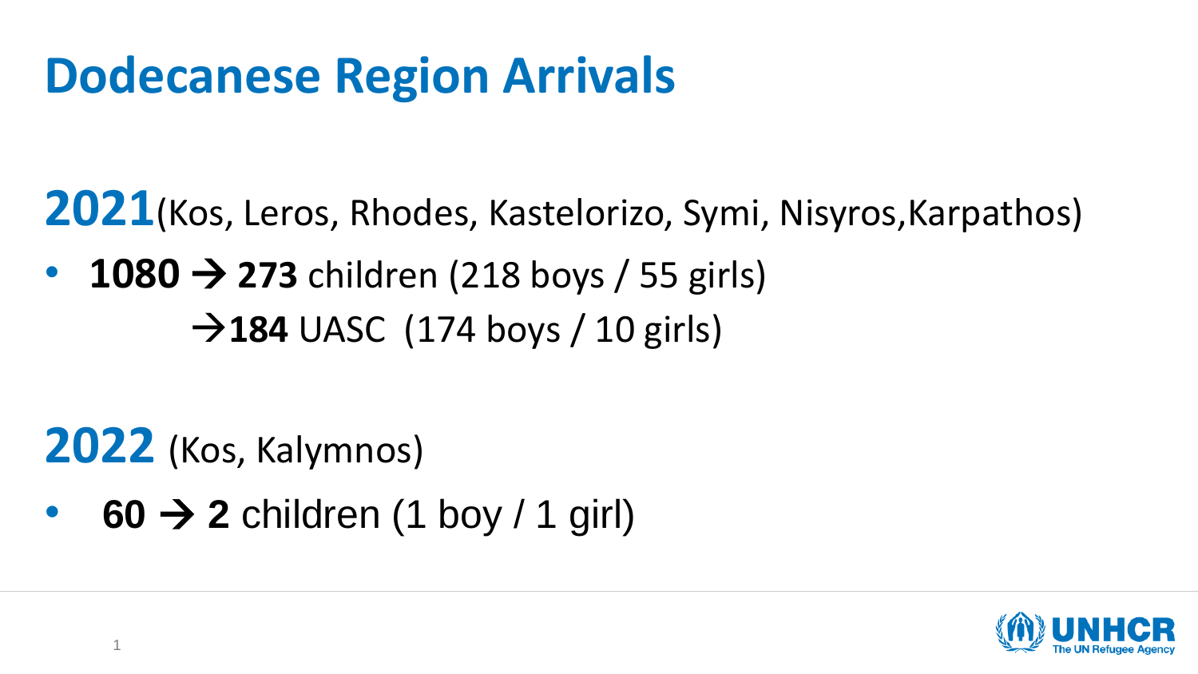# Dodecanese Region Arrivals

## **2021** (Kos, Leros, Rhodes, Kastelorizo, Symi, Nisyros,Karpathos)

- **1080** → **273** children (218 boys / 55 girls)
  →**184** UASC (174 boys / 10 girls)

## **2022** (Kos, Kalymnos)

- **60** → **2** children (1 boy / 1 girl)

UNHCR
The UN Refugee Agency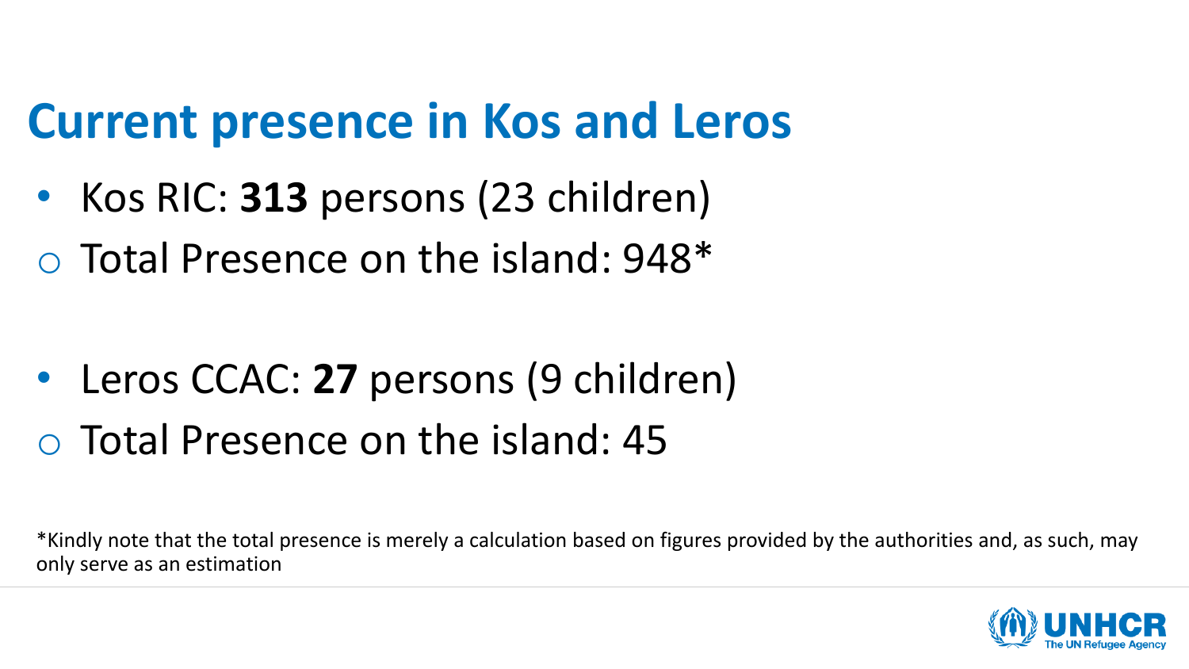# Current presence in Kos and Leros

- Kos RIC: **313** persons (23 children)
  - Total Presence on the island: 948*

- Leros CCAC: **27** persons (9 children)
  - Total Presence on the island: 45

*Kindly note that the total presence is merely a calculation based on figures provided by the authorities and, as such, may only serve as an estimation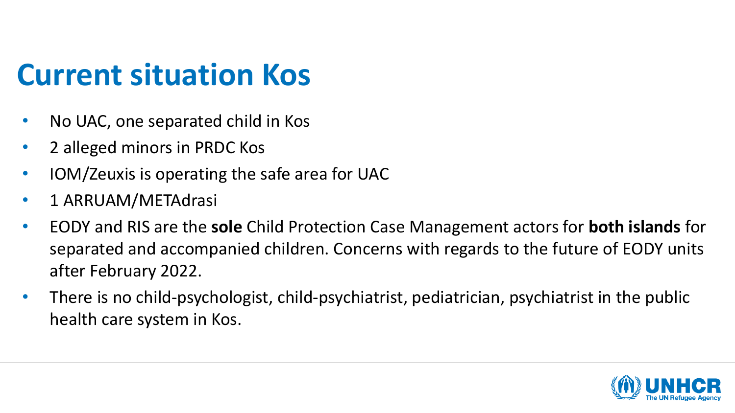# Current situation Kos

- No UAC, one separated child in Kos
- 2 alleged minors in PRDC Kos
- IOM/Zeuxis is operating the safe area for UAC
- 1 ARRUAM/METAdrasi
- EODY and RIS are the **sole** Child Protection Case Management actors for **both islands** for separated and accompanied children. Concerns with regards to the future of EODY units after February 2022.
- There is no child-psychologist, child-psychiatrist, pediatrician, psychiatrist in the public health care system in Kos.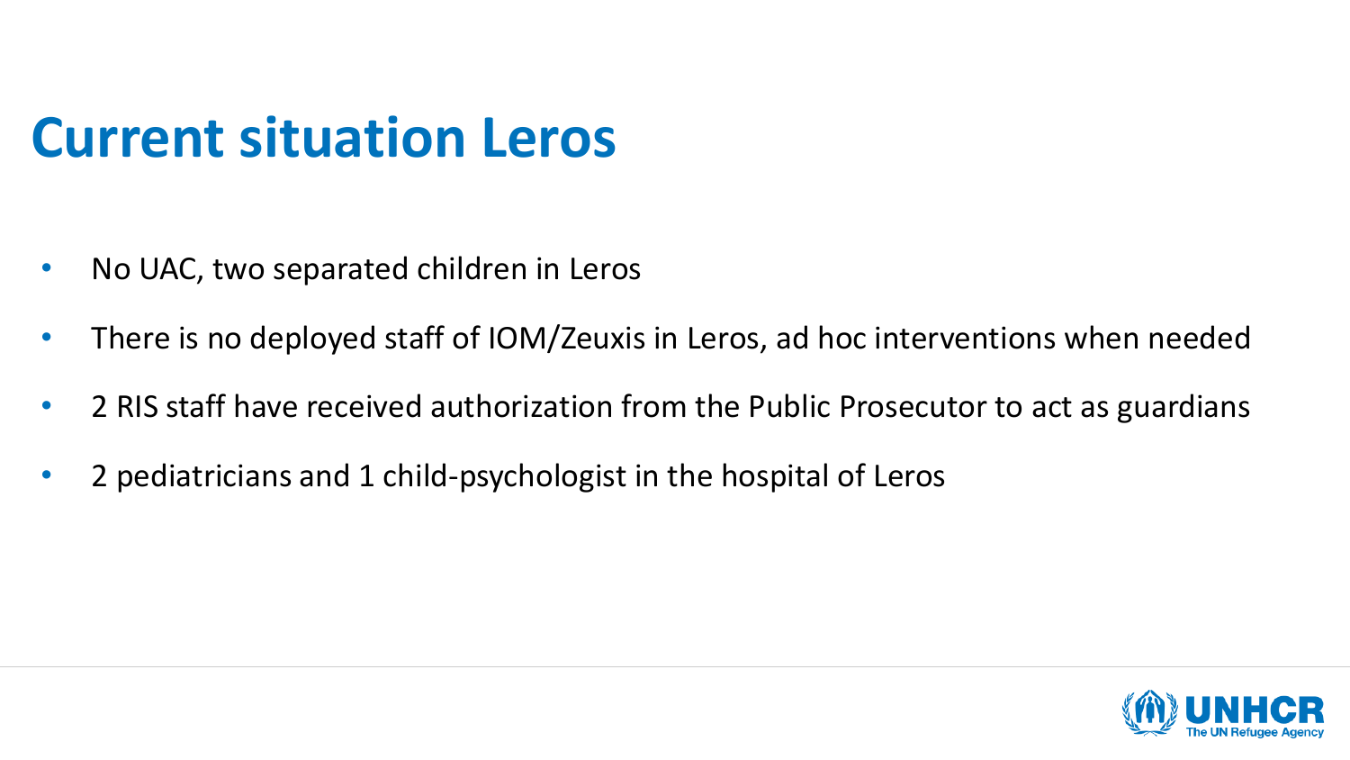# Current situation Leros

- No UAC, two separated children in Leros
- There is no deployed staff of IOM/Zeuxis in Leros, ad hoc interventions when needed
- 2 RIS staff have received authorization from the Public Prosecutor to act as guardians
- 2 pediatricians and 1 child-psychologist in the hospital of Leros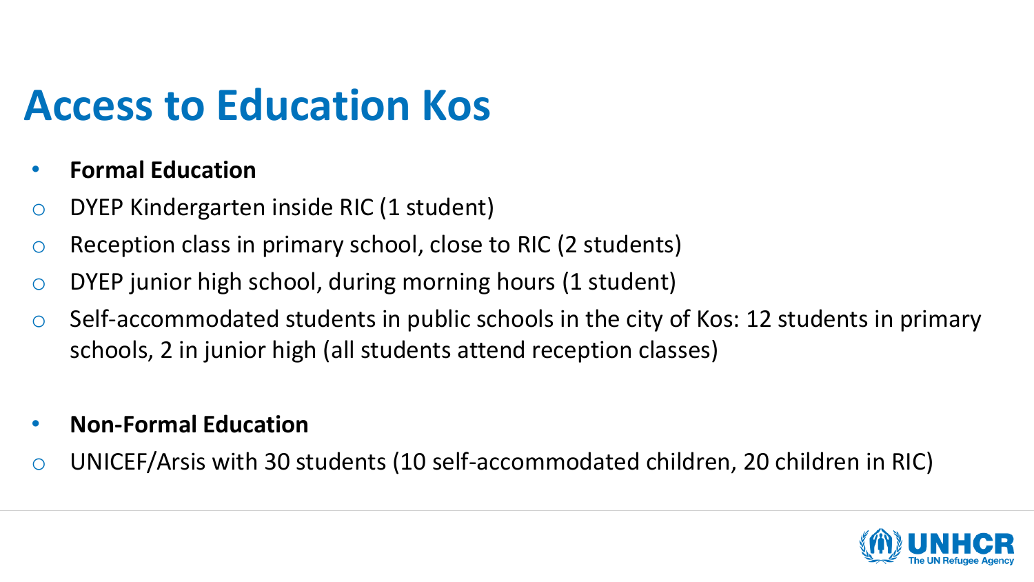# Access to Education Kos

- **Formal Education**
  - DYEP Kindergarten inside RIC (1 student)
  - Reception class in primary school, close to RIC (2 students)
  - DYEP junior high school, during morning hours (1 student)
  - Self-accommodated students in public schools in the city of Kos: 12 students in primary schools, 2 in junior high (all students attend reception classes)

- **Non-Formal Education**
  - UNICEF/Arsis with 30 students (10 self-accommodated children, 20 children in RIC)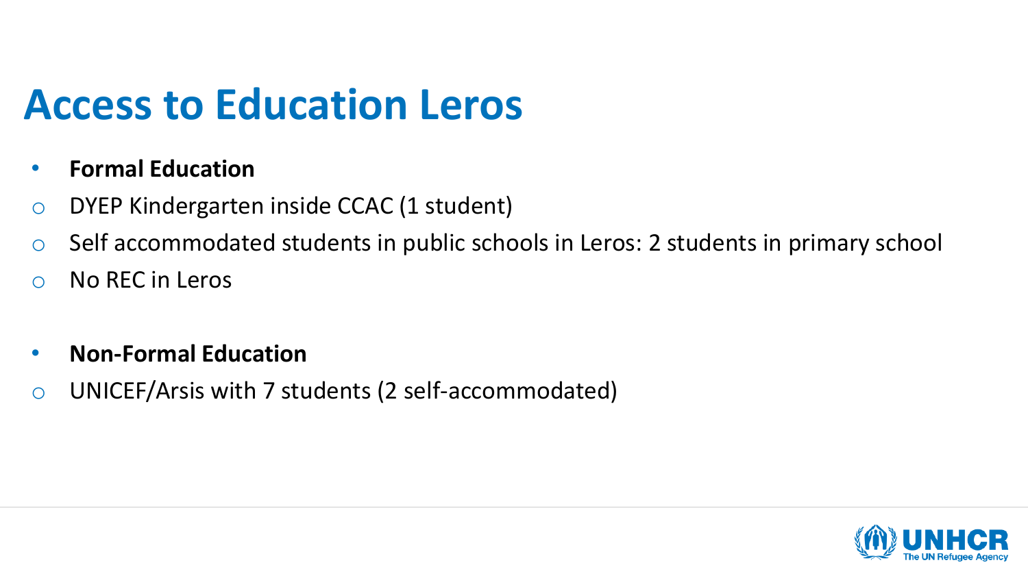# Access to Education Leros

- **Formal Education**
  - DYEP Kindergarten inside CCAC (1 student)
  - Self accommodated students in public schools in Leros: 2 students in primary school
  - No REC in Leros

- **Non-Formal Education**
  - UNICEF/Arsis with 7 students (2 self-accommodated)